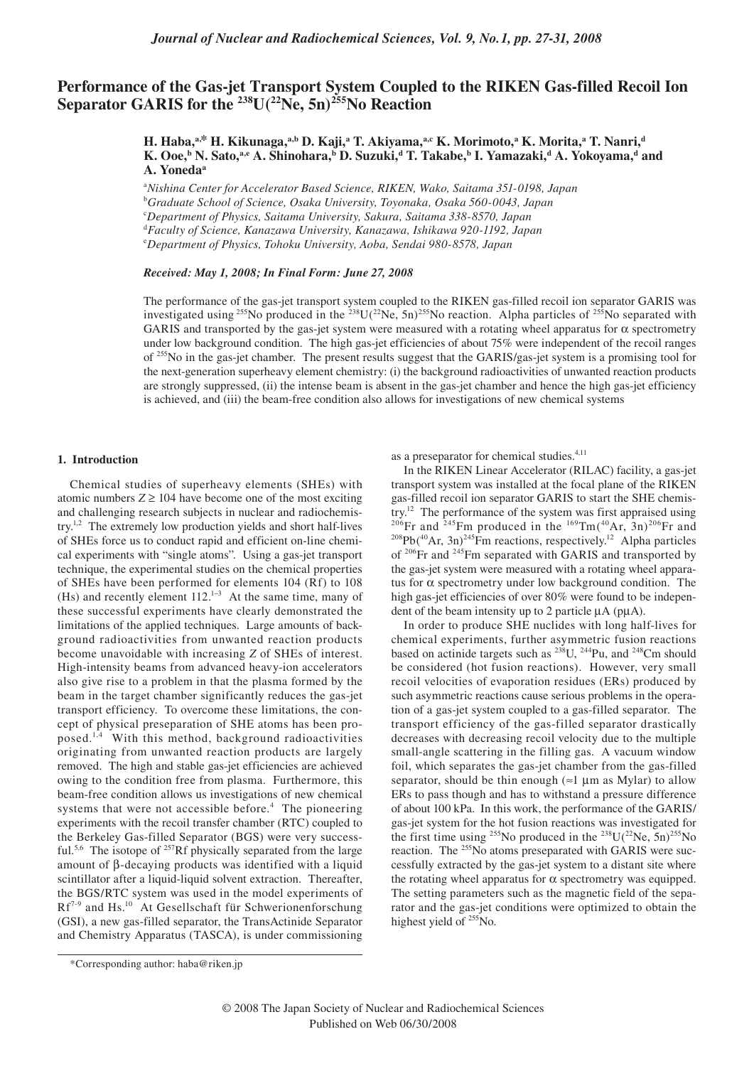# Performance of the Gas-jet Transport System Coupled to the RIKEN Gas-filled Recoil Ion Separator GARIS for the $^{238}U(^{22}Ne, 5n)^{255}No$ Reaction

**H. Haba,[a,*] H. Kikunaga,[a,b] D. Kaji,[a] T. Akiyama,[a,c] K. Morimoto,[a] K. Morita,[a] T. Nanri,[d] K. Ooe,[b] N. Sato,[a,e] A. Shinohara,[b] D. Suzuki,[d] T. Takabe,[b] I. Yamazaki,[d] A. Yokoyama,[d] and A. Yoneda[a]**

[a]*Nishina Center for Accelerator Based Science, RIKEN, Wako, Saitama 351-0198, Japan*
[b]*Graduate School of Science, Osaka University, Toyonaka, Osaka 560-0043, Japan*
[c]*Department of Physics, Saitama University, Sakura, Saitama 338-8570, Japan*
[d]*Faculty of Science, Kanazawa University, Kanazawa, Ishikawa 920-1192, Japan*
[e]*Department of Physics, Tohoku University, Aoba, Sendai 980-8578, Japan*

***Received: May 1, 2008; In Final Form: June 27, 2008***

The performance of the gas-jet transport system coupled to the RIKEN gas-filled recoil ion separator GARIS was investigated using $^{255}No$ produced in the $^{238}U(^{22}Ne, 5n)^{255}No$ reaction. Alpha particles of $^{255}No$ separated with GARIS and transported by the gas-jet system were measured with a rotating wheel apparatus for α spectrometry under low background condition. The high gas-jet efficiencies of about 75% were independent of the recoil ranges of $^{255}No$ in the gas-jet chamber. The present results suggest that the GARIS/gas-jet system is a promising tool for the next-generation superheavy element chemistry: (i) the background radioactivities of unwanted reaction products are strongly suppressed, (ii) the intense beam is absent in the gas-jet chamber and hence the high gas-jet efficiency is achieved, and (iii) the beam-free condition also allows for investigations of new chemical systems

## 1. Introduction

Chemical studies of superheavy elements (SHEs) with atomic numbers $Z \geq 104$ have become one of the most exciting and challenging research subjects in nuclear and radiochemistry.[1,2] The extremely low production yields and short half-lives of SHEs force us to conduct rapid and efficient on-line chemical experiments with "single atoms". Using a gas-jet transport technique, the experimental studies on the chemical properties of SHEs have been performed for elements 104 (Rf) to 108 (Hs) and recently element 112.[1–3] At the same time, many of these successful experiments have clearly demonstrated the limitations of the applied techniques. Large amounts of background radioactivities from unwanted reaction products become unavoidable with increasing $Z$ of SHEs of interest. High-intensity beams from advanced heavy-ion accelerators also give rise to a problem in that the plasma formed by the beam in the target chamber significantly reduces the gas-jet transport efficiency. To overcome these limitations, the concept of physical preseparation of SHE atoms has been proposed.[1,4] With this method, background radioactivities originating from unwanted reaction products are largely removed. The high and stable gas-jet efficiencies are achieved owing to the condition free from plasma. Furthermore, this beam-free condition allows us investigations of new chemical systems that were not accessible before.[4] The pioneering experiments with the recoil transfer chamber (RTC) coupled to the Berkeley Gas-filled Separator (BGS) were very successful.[5,6] The isotope of $^{257}Rf$ physically separated from the large amount of β-decaying products was identified with a liquid scintillator after a liquid-liquid solvent extraction. Thereafter, the BGS/RTC system was used in the model experiments of Rf[7-9] and Hs.[10] At Gesellschaft für Schwerionenforschung (GSI), a new gas-filled separator, the TransActinide Separator and Chemistry Apparatus (TASCA), is under commissioning as a preseparator for chemical studies.[4,11]

In the RIKEN Linear Accelerator (RILAC) facility, a gas-jet transport system was installed at the focal plane of the RIKEN gas-filled recoil ion separator GARIS to start the SHE chemistry.[12] The performance of the system was first appraised using $^{206}Fr$ and $^{245}Fm$ produced in the $^{169}Tm(^{40}Ar, 3n)^{206}Fr$ and $^{208}Pb(^{40}Ar, 3n)^{245}Fm$ reactions, respectively.[12] Alpha particles of $^{206}Fr$ and $^{245}Fm$ separated with GARIS and transported by the gas-jet system were measured with a rotating wheel apparatus for α spectrometry under low background condition. The high gas-jet efficiencies of over 80% were found to be independent of the beam intensity up to 2 particle μA (pμA).

In order to produce SHE nuclides with long half-lives for chemical experiments, further asymmetric fusion reactions based on actinide targets such as $^{238}U$, $^{244}Pu$, and $^{248}Cm$ should be considered (hot fusion reactions). However, very small recoil velocities of evaporation residues (ERs) produced by such asymmetric reactions cause serious problems in the operation of a gas-jet system coupled to a gas-filled separator. The transport efficiency of the gas-filled separator drastically decreases with decreasing recoil velocity due to the multiple small-angle scattering in the filling gas. A vacuum window foil, which separates the gas-jet chamber from the gas-filled separator, should be thin enough (≈1 μm as Mylar) to allow ERs to pass though and has to withstand a pressure difference of about 100 kPa. In this work, the performance of the GARIS/gas-jet system for the hot fusion reactions was investigated for the first time using $^{255}No$ produced in the $^{238}U(^{22}Ne, 5n)^{255}No$ reaction. The $^{255}No$ atoms preseparated with GARIS were successfully extracted by the gas-jet system to a distant site where the rotating wheel apparatus for α spectrometry was equipped. The setting parameters such as the magnetic field of the separator and the gas-jet conditions were optimized to obtain the highest yield of $^{255}No$.

*Corresponding author: haba@riken.jp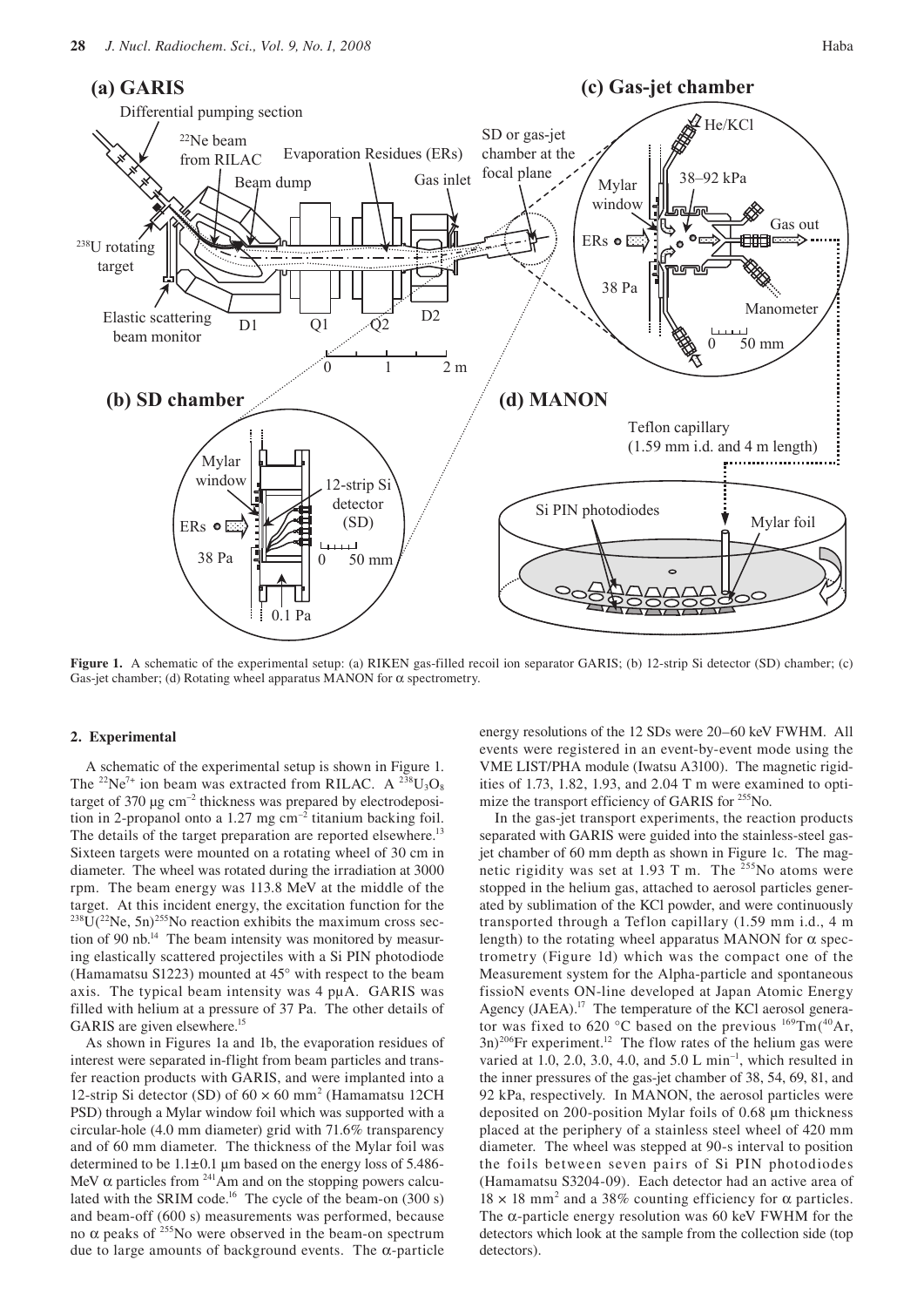**Figure 1.** A schematic of the experimental setup: (a) RIKEN gas-filled recoil ion separator GARIS; (b) 12-strip Si detector (SD) chamber; (c) Gas-jet chamber; (d) Rotating wheel apparatus MANON for α spectrometry.

## 2. Experimental

A schematic of the experimental setup is shown in Figure 1. The $^{22}Ne^{7+}$ ion beam was extracted from RILAC. A $^{238}U_3O_8$ target of 370 μg cm$^{-2}$ thickness was prepared by electrodeposition in 2-propanol onto a 1.27 mg cm$^{-2}$ titanium backing foil. The details of the target preparation are reported elsewhere.[13] Sixteen targets were mounted on a rotating wheel of 30 cm in diameter. The wheel was rotated during the irradiation at 3000 rpm. The beam energy was 113.8 MeV at the middle of the target. At this incident energy, the excitation function for the $^{238}U(^{22}Ne, 5n)^{255}No$ reaction exhibits the maximum cross section of 90 nb.[14] The beam intensity was monitored by measuring elastically scattered projectiles with a Si PIN photodiode (Hamamatsu S1223) mounted at 45° with respect to the beam axis. The typical beam intensity was 4 pμA. GARIS was filled with helium at a pressure of 37 Pa. The other details of GARIS are given elsewhere.[15]

As shown in Figures 1a and 1b, the evaporation residues of interest were separated in-flight from beam particles and transfer reaction products with GARIS, and were implanted into a 12-strip Si detector (SD) of 60 × 60 mm$^2$ (Hamamatsu 12CH PSD) through a Mylar window foil which was supported with a circular-hole (4.0 mm diameter) grid with 71.6% transparency and of 60 mm diameter. The thickness of the Mylar foil was determined to be 1.1±0.1 μm based on the energy loss of 5.486-MeV α particles from $^{241}Am$ and on the stopping powers calculated with the SRIM code.[16] The cycle of the beam-on (300 s) and beam-off (600 s) measurements was performed, because no α peaks of $^{255}No$ were observed in the beam-on spectrum due to large amounts of background events. The α-particle energy resolutions of the 12 SDs were 20–60 keV FWHM. All events were registered in an event-by-event mode using the VME LIST/PHA module (Iwatsu A3100). The magnetic rigidities of 1.73, 1.82, 1.93, and 2.04 T m were examined to optimize the transport efficiency of GARIS for $^{255}No$.

In the gas-jet transport experiments, the reaction products separated with GARIS were guided into the stainless-steel gas-jet chamber of 60 mm depth as shown in Figure 1c. The magnetic rigidity was set at 1.93 T m. The $^{255}No$ atoms were stopped in the helium gas, attached to aerosol particles generated by sublimation of the KCl powder, and were continuously transported through a Teflon capillary (1.59 mm i.d., 4 m length) to the rotating wheel apparatus MANON for α spectrometry (Figure 1d) which was the compact one of the Measurement system for the Alpha-particle and spontaneous fissioN events ON-line developed at Japan Atomic Energy Agency (JAEA).[17] The temperature of the KCl aerosol generator was fixed to 620 °C based on the previous $^{169}Tm(^{40}Ar, 3n)^{206}Fr$ experiment.[12] The flow rates of the helium gas were varied at 1.0, 2.0, 3.0, 4.0, and 5.0 L min$^{-1}$, which resulted in the inner pressures of the gas-jet chamber of 38, 54, 69, 81, and 92 kPa, respectively. In MANON, the aerosol particles were deposited on 200-position Mylar foils of 0.68 μm thickness placed at the periphery of a stainless steel wheel of 420 mm diameter. The wheel was stepped at 90-s interval to position the foils between seven pairs of Si PIN photodiodes (Hamamatsu S3204-09). Each detector had an active area of 18 × 18 mm$^2$ and a 38% counting efficiency for α particles. The α-particle energy resolution was 60 keV FWHM for the detectors which look at the sample from the collection side (top detectors).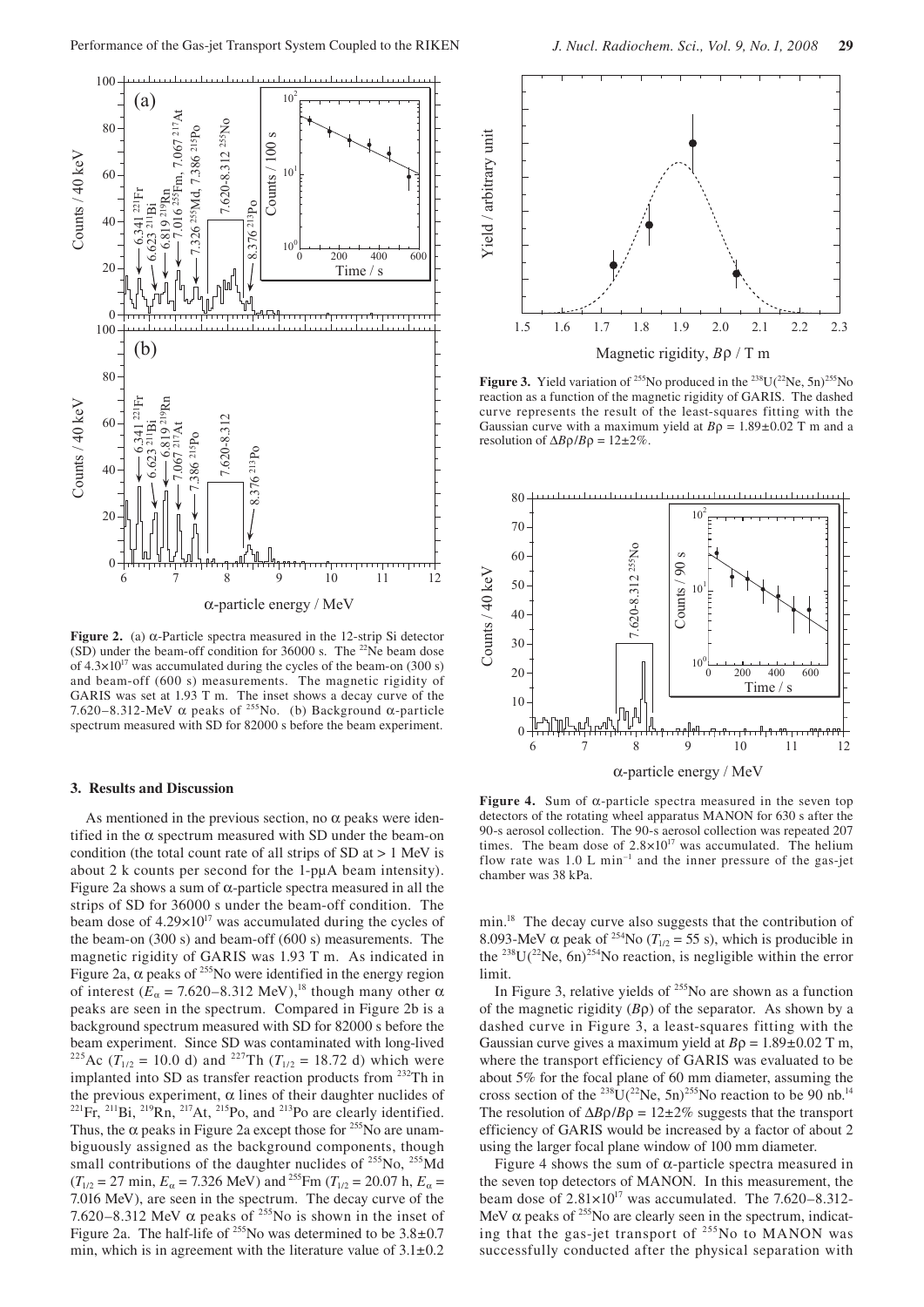**Figure 2.** (a) α-Particle spectra measured in the 12-strip Si detector (SD) under the beam-off condition for 36000 s. The $^{22}Ne$ beam dose of $4.3\times10^{17}$ was accumulated during the cycles of the beam-on (300 s) and beam-off (600 s) measurements. The magnetic rigidity of GARIS was set at 1.93 T m. The inset shows a decay curve of the 7.620–8.312-MeV α peaks of $^{255}No$. (b) Background α-particle spectrum measured with SD for 82000 s before the beam experiment.

**Figure 3.** Yield variation of $^{255}No$ produced in the $^{238}U(^{22}Ne, 5n)^{255}No$ reaction as a function of the magnetic rigidity of GARIS. The dashed curve represents the result of the least-squares fitting with the Gaussian curve with a maximum yield at $B\rho = 1.89\pm0.02$ T m and a resolution of $\Delta B\rho/B\rho = 12\pm2\%$.

**Figure 4.** Sum of α-particle spectra measured in the seven top detectors of the rotating wheel apparatus MANON for 630 s after the 90-s aerosol collection. The 90-s aerosol collection was repeated 207 times. The beam dose of $2.8\times10^{17}$ was accumulated. The helium flow rate was 1.0 L min$^{-1}$ and the inner pressure of the gas-jet chamber was 38 kPa.

### 3. Results and Discussion

As mentioned in the previous section, no α peaks were identified in the α spectrum measured with SD under the beam-on condition (the total count rate of all strips of SD at > 1 MeV is about 2 k counts per second for the 1-pμA beam intensity). Figure 2a shows a sum of α-particle spectra measured in all the strips of SD for 36000 s under the beam-off condition. The beam dose of $4.29\times10^{17}$ was accumulated during the cycles of the beam-on (300 s) and beam-off (600 s) measurements. The magnetic rigidity of GARIS was 1.93 T m. As indicated in Figure 2a, α peaks of $^{255}No$ were identified in the energy region of interest ($E_\alpha$ = 7.620–8.312 MeV),[18] though many other α peaks are seen in the spectrum. Compared in Figure 2b is a background spectrum measured with SD for 82000 s before the beam experiment. Since SD was contaminated with long-lived $^{225}Ac$ ($T_{1/2}$ = 10.0 d) and $^{227}Th$ ($T_{1/2}$ = 18.72 d) which were implanted into SD as transfer reaction products from $^{232}Th$ in the previous experiment, α lines of their daughter nuclides of $^{221}Fr$, $^{211}Bi$, $^{219}Rn$, $^{217}At$, $^{215}Po$, and $^{213}Po$ are clearly identified. Thus, the α peaks in Figure 2a except those for $^{255}No$ are unambiguously assigned as the background components, though small contributions of the daughter nuclides of $^{255}No$, $^{255}Md$ ($T_{1/2}$ = 27 min, $E_\alpha$ = 7.326 MeV) and $^{255}Fm$ ($T_{1/2}$ = 20.07 h, $E_\alpha$ = 7.016 MeV), are seen in the spectrum. The decay curve of the 7.620–8.312 MeV α peaks of $^{255}No$ is shown in the inset of Figure 2a. The half-life of $^{255}No$ was determined to be 3.8±0.7 min, which is in agreement with the literature value of 3.1±0.2 min.[18] The decay curve also suggests that the contribution of 8.093-MeV α peak of $^{254}No$ ($T_{1/2}$ = 55 s), which is producible in the $^{238}U(^{22}Ne, 6n)^{254}No$ reaction, is negligible within the error limit.

In Figure 3, relative yields of $^{255}No$ are shown as a function of the magnetic rigidity ($B\rho$) of the separator. As shown by a dashed curve in Figure 3, a least-squares fitting with the Gaussian curve gives a maximum yield at $B\rho = 1.89\pm0.02$ T m, where the transport efficiency of GARIS was evaluated to be about 5% for the focal plane of 60 mm diameter, assuming the cross section of the $^{238}U(^{22}Ne, 5n)^{255}No$ reaction to be 90 nb.[14] The resolution of $\Delta B\rho/B\rho = 12\pm2\%$ suggests that the transport efficiency of GARIS would be increased by a factor of about 2 using the larger focal plane window of 100 mm diameter.

Figure 4 shows the sum of α-particle spectra measured in the seven top detectors of MANON. In this measurement, the beam dose of $2.81\times10^{17}$ was accumulated. The 7.620–8.312-MeV α peaks of $^{255}No$ are clearly seen in the spectrum, indicating that the gas-jet transport of $^{255}No$ to MANON was successfully conducted after the physical separation with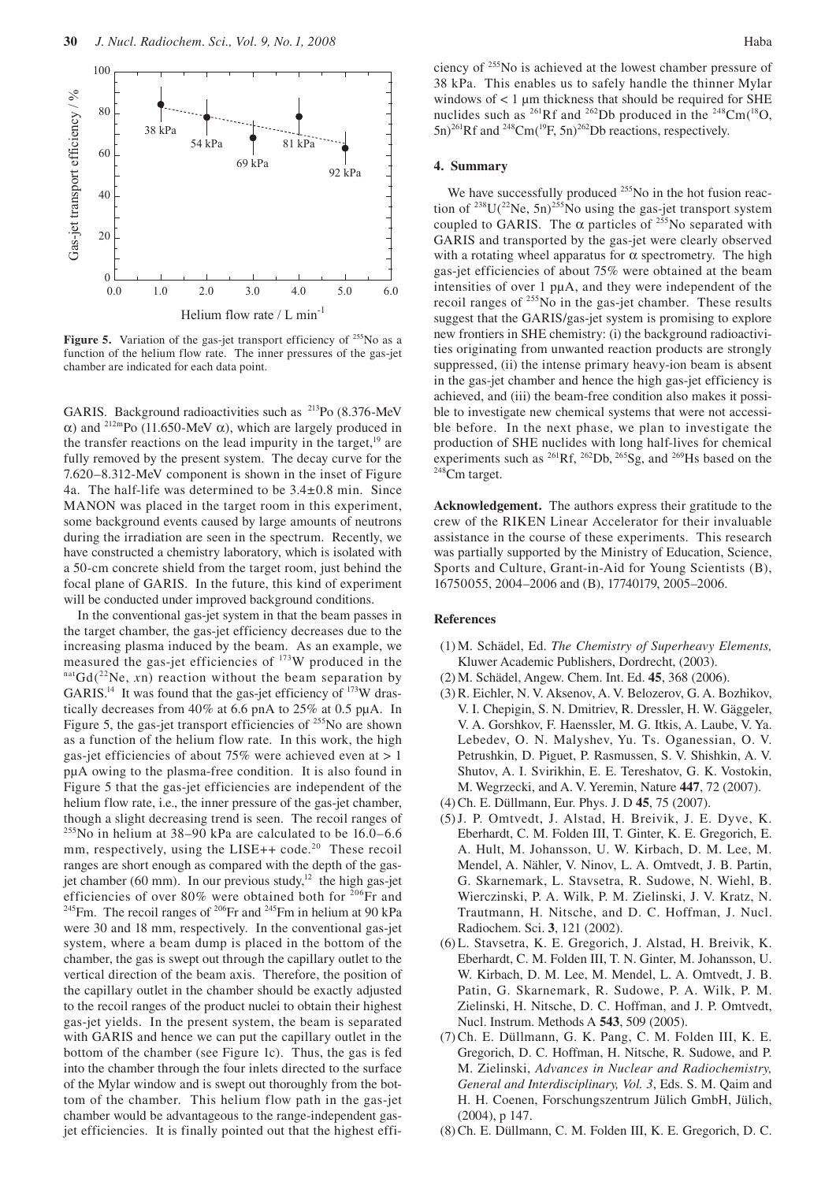Figure 5. Variation of the gas-jet transport efficiency of $^{255}$No as a function of the helium flow rate. The inner pressures of the gas-jet chamber are indicated for each data point.

GARIS. Background radioactivities such as $^{213}$Po (8.376-MeV $\alpha$) and $^{212m}$Po (11.650-MeV $\alpha$), which are largely produced in the transfer reactions on the lead impurity in the target,[19] are fully removed by the present system. The decay curve for the 7.620–8.312-MeV component is shown in the inset of Figure 4a. The half-life was determined to be 3.4±0.8 min. Since MANON was placed in the target room in this experiment, some background events caused by large amounts of neutrons during the irradiation are seen in the spectrum. Recently, we have constructed a chemistry laboratory, which is isolated with a 50-cm concrete shield from the target room, just behind the focal plane of GARIS. In the future, this kind of experiment will be conducted under improved background conditions.

In the conventional gas-jet system in that the beam passes in the target chamber, the gas-jet efficiency decreases due to the increasing plasma induced by the beam. As an example, we measured the gas-jet efficiencies of $^{173}$W produced in the $^{nat}$Gd($^{22}$Ne, $x$n) reaction without the beam separation by GARIS.[14] It was found that the gas-jet efficiency of $^{173}$W drastically decreases from 40% at 6.6 pnA to 25% at 0.5 pμA. In Figure 5, the gas-jet transport efficiencies of $^{255}$No are shown as a function of the helium flow rate. In this work, the high gas-jet efficiencies of about 75% were achieved even at > 1 pμA owing to the plasma-free condition. It is also found in Figure 5 that the gas-jet efficiencies are independent of the helium flow rate, i.e., the inner pressure of the gas-jet chamber, though a slight decreasing trend is seen. The recoil ranges of $^{255}$No in helium at 38–90 kPa are calculated to be 16.0–6.6 mm, respectively, using the LISE++ code.[20] These recoil ranges are short enough as compared with the depth of the gas-jet chamber (60 mm). In our previous study,[12] the high gas-jet efficiencies of over 80% were obtained both for $^{206}$Fr and $^{245}$Fm. The recoil ranges of $^{206}$Fr and $^{245}$Fm in helium at 90 kPa were 30 and 18 mm, respectively. In the conventional gas-jet system, where a beam dump is placed in the bottom of the chamber, the gas is swept out through the capillary outlet to the vertical direction of the beam axis. Therefore, the position of the capillary outlet in the chamber should be exactly adjusted to the recoil ranges of the product nuclei to obtain their highest gas-jet yields. In the present system, the beam is separated with GARIS and hence we can put the capillary outlet in the bottom of the chamber (see Figure 1c). Thus, the gas is fed into the chamber through the four inlets directed to the surface of the Mylar window and is swept out thoroughly from the bottom of the chamber. This helium flow path in the gas-jet chamber would be advantageous to the range-independent gas-jet efficiencies. It is finally pointed out that the highest efficiency of $^{255}$No is achieved at the lowest chamber pressure of 38 kPa. This enables us to safely handle the thinner Mylar windows of < 1 μm thickness that should be required for SHE nuclides such as $^{261}$Rf and $^{262}$Db produced in the $^{248}$Cm($^{18}$O, 5n)$^{261}$Rf and $^{248}$Cm($^{19}$F, 5n)$^{262}$Db reactions, respectively.

## 4. Summary

We have successfully produced $^{255}$No in the hot fusion reaction of $^{238}$U($^{22}$Ne, 5n)$^{255}$No using the gas-jet transport system coupled to GARIS. The $\alpha$ particles of $^{255}$No separated with GARIS and transported by the gas-jet were clearly observed with a rotating wheel apparatus for $\alpha$ spectrometry. The high gas-jet efficiencies of about 75% were obtained at the beam intensities of over 1 pμA, and they were independent of the recoil ranges of $^{255}$No in the gas-jet chamber. These results suggest that the GARIS/gas-jet system is promising to explore new frontiers in SHE chemistry: (i) the background radioactivities originating from unwanted reaction products are strongly suppressed, (ii) the intense primary heavy-ion beam is absent in the gas-jet chamber and hence the high gas-jet efficiency is achieved, and (iii) the beam-free condition also makes it possible to investigate new chemical systems that were not accessible before. In the next phase, we plan to investigate the production of SHE nuclides with long half-lives for chemical experiments such as $^{261}$Rf, $^{262}$Db, $^{265}$Sg, and $^{269}$Hs based on the $^{248}$Cm target.

**Acknowledgement.** The authors express their gratitude to the crew of the RIKEN Linear Accelerator for their invaluable assistance in the course of these experiments. This research was partially supported by the Ministry of Education, Science, Sports and Culture, Grant-in-Aid for Young Scientists (B), 16750055, 2004–2006 and (B), 17740179, 2005–2006.

## References

(1) M. Schädel, Ed. *The Chemistry of Superheavy Elements,* Kluwer Academic Publishers, Dordrecht, (2003).

(2) M. Schädel, Angew. Chem. Int. Ed. **45**, 368 (2006).

(3) R. Eichler, N. V. Aksenov, A. V. Belozerov, G. A. Bozhikov, V. I. Chepigin, S. N. Dmitriev, R. Dressler, H. W. Gäggeler, V. A. Gorshkov, F. Haenssler, M. G. Itkis, A. Laube, V. Ya. Lebedev, O. N. Malyshev, Yu. Ts. Oganessian, O. V. Petrushkin, D. Piguet, P. Rasmussen, S. V. Shishkin, A. V. Shutov, A. I. Svirikhin, E. E. Tereshatov, G. K. Vostokin, M. Wegrzecki, and A. V. Yeremin, Nature **447**, 72 (2007).

(4) Ch. E. Düllmann, Eur. Phys. J. D **45**, 75 (2007).

(5) J. P. Omtvedt, J. Alstad, H. Breivik, J. E. Dyve, K. Eberhardt, C. M. Folden III, T. Ginter, K. E. Gregorich, E. A. Hult, M. Johansson, U. W. Kirbach, D. M. Lee, M. Mendel, A. Nähler, V. Ninov, L. A. Omtvedt, J. B. Partin, G. Skarnemark, L. Stavsetra, R. Sudowe, N. Wiehl, B. Wierczinski, P. A. Wilk, P. M. Zielinski, J. V. Kratz, N. Trautmann, H. Nitsche, and D. C. Hoffman, J. Nucl. Radiochem. Sci. **3**, 121 (2002).

(6) L. Stavsetra, K. E. Gregorich, J. Alstad, H. Breivik, K. Eberhardt, C. M. Folden III, T. N. Ginter, M. Johansson, U. W. Kirbach, D. M. Lee, M. Mendel, L. A. Omtvedt, J. B. Patin, G. Skarnemark, R. Sudowe, P. A. Wilk, P. M. Zielinski, H. Nitsche, D. C. Hoffman, and J. P. Omtvedt, Nucl. Instrum. Methods A **543**, 509 (2005).

(7) Ch. E. Düllmann, G. K. Pang, C. M. Folden III, K. E. Gregorich, D. C. Hoffman, H. Nitsche, R. Sudowe, and P. M. Zielinski, *Advances in Nuclear and Radiochemistry, General and Interdisciplinary, Vol. 3*, Eds. S. M. Qaim and H. H. Coenen, Forschungszentrum Jülich GmbH, Jülich, (2004), p 147.

(8) Ch. E. Düllmann, C. M. Folden III, K. E. Gregorich, D. C.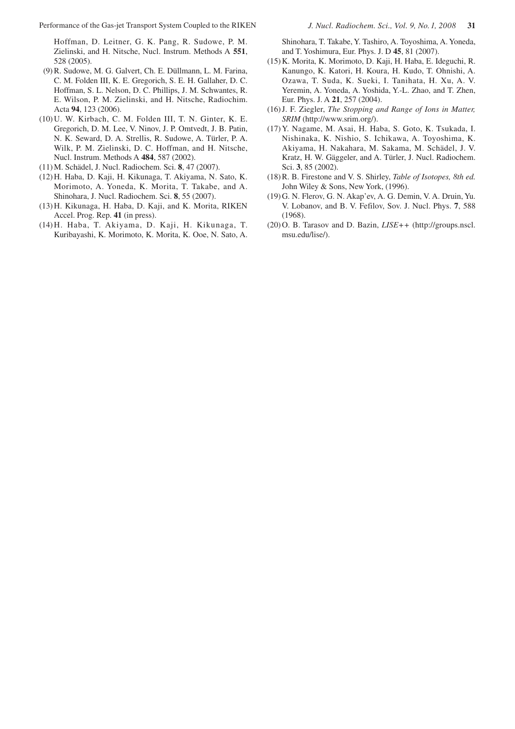Hoffman, D. Leitner, G. K. Pang, R. Sudowe, P. M. Zielinski, and H. Nitsche, Nucl. Instrum. Methods A **551**, 528 (2005).

(9) R. Sudowe, M. G. Galvert, Ch. E. Düllmann, L. M. Farina, C. M. Folden III, K. E. Gregorich, S. E. H. Gallaher, D. C. Hoffman, S. L. Nelson, D. C. Phillips, J. M. Schwantes, R. E. Wilson, P. M. Zielinski, and H. Nitsche, Radiochim. Acta **94**, 123 (2006).

(10) U. W. Kirbach, C. M. Folden III, T. N. Ginter, K. E. Gregorich, D. M. Lee, V. Ninov, J. P. Omtvedt, J. B. Patin, N. K. Seward, D. A. Strellis, R. Sudowe, A. Türler, P. A. Wilk, P. M. Zielinski, D. C. Hoffman, and H. Nitsche, Nucl. Instrum. Methods A **484**, 587 (2002).

(11) M. Schädel, J. Nucl. Radiochem. Sci. **8**, 47 (2007).

(12) H. Haba, D. Kaji, H. Kikunaga, T. Akiyama, N. Sato, K. Morimoto, A. Yoneda, K. Morita, T. Takabe, and A. Shinohara, J. Nucl. Radiochem. Sci. **8**, 55 (2007).

(13) H. Kikunaga, H. Haba, D. Kaji, and K. Morita, RIKEN Accel. Prog. Rep. **41** (in press).

(14) H. Haba, T. Akiyama, D. Kaji, H. Kikunaga, T. Kuribayashi, K. Morimoto, K. Morita, K. Ooe, N. Sato, A. Shinohara, T. Takabe, Y. Tashiro, A. Toyoshima, A. Yoneda, and T. Yoshimura, Eur. Phys. J. D **45**, 81 (2007).

(15) K. Morita, K. Morimoto, D. Kaji, H. Haba, E. Ideguchi, R. Kanungo, K. Katori, H. Koura, H. Kudo, T. Ohnishi, A. Ozawa, T. Suda, K. Sueki, I. Tanihata, H. Xu, A. V. Yeremin, A. Yoneda, A. Yoshida, Y.-L. Zhao, and T. Zhen, Eur. Phys. J. A **21**, 257 (2004).

(16) J. F. Ziegler, *The Stopping and Range of Ions in Matter, SRIM* (http://www.srim.org/).

(17) Y. Nagame, M. Asai, H. Haba, S. Goto, K. Tsukada, I. Nishinaka, K. Nishio, S. Ichikawa, A. Toyoshima, K. Akiyama, H. Nakahara, M. Sakama, M. Schädel, J. V. Kratz, H. W. Gäggeler, and A. Türler, J. Nucl. Radiochem. Sci. **3**, 85 (2002).

(18) R. B. Firestone and V. S. Shirley, *Table of Isotopes, 8th ed.* John Wiley & Sons, New York, (1996).

(19) G. N. Flerov, G. N. Akap'ev, A. G. Demin, V. A. Druin, Yu. V. Lobanov, and B. V. Fefilov, Sov. J. Nucl. Phys. **7**, 588 (1968).

(20) O. B. Tarasov and D. Bazin, *LISE++* (http://groups.nscl.msu.edu/lise/).